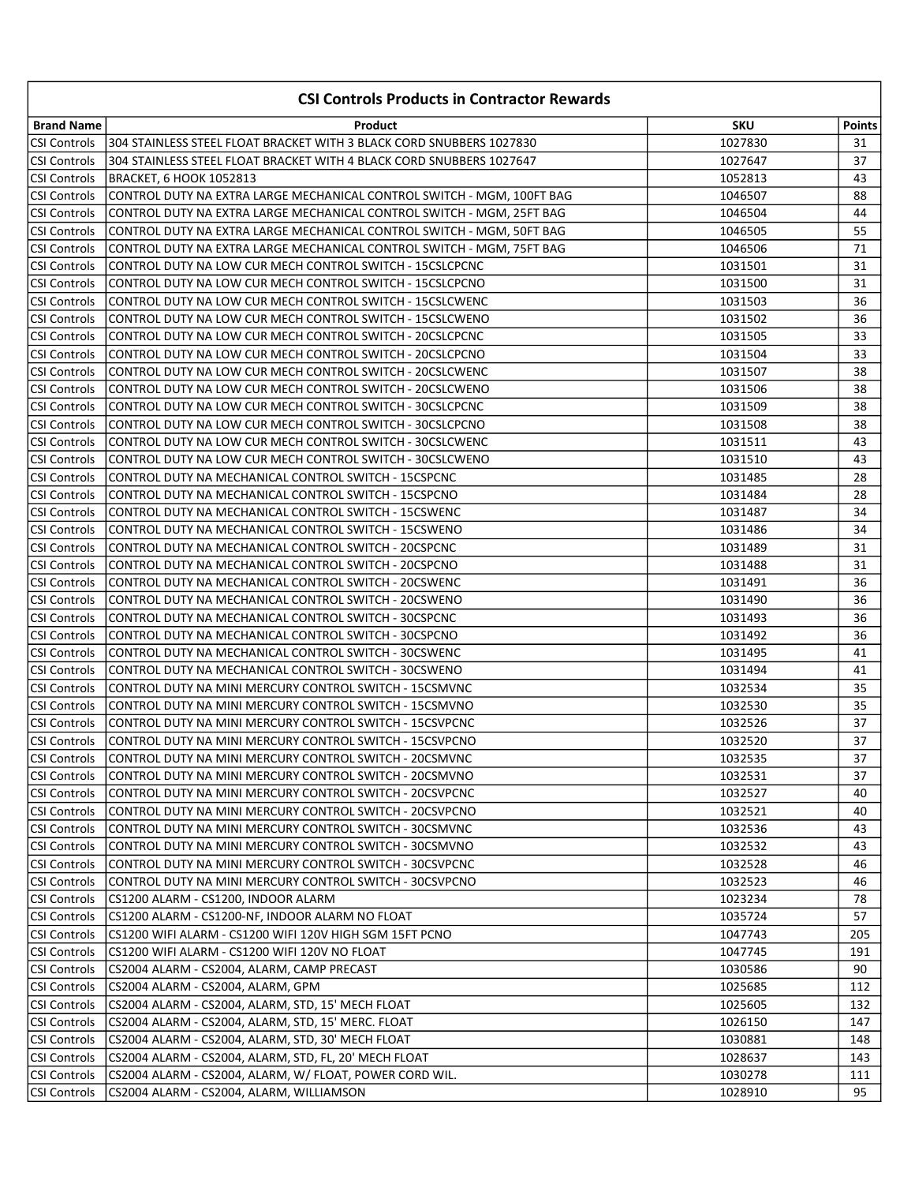## CSI Controls Products in Contractor Rewards

| Brand Name | Product | SKU | Points |
|---|---|---|---|
| CSI Controls | 304 STAINLESS STEEL FLOAT BRACKET WITH 3 BLACK CORD SNUBBERS 1027830 | 1027830 | 31 |
| CSI Controls | 304 STAINLESS STEEL FLOAT BRACKET WITH 4 BLACK CORD SNUBBERS 1027647 | 1027647 | 37 |
| CSI Controls | BRACKET, 6 HOOK 1052813 | 1052813 | 43 |
| CSI Controls | CONTROL DUTY NA EXTRA LARGE MECHANICAL CONTROL SWITCH - MGM, 100FT BAG | 1046507 | 88 |
| CSI Controls | CONTROL DUTY NA EXTRA LARGE MECHANICAL CONTROL SWITCH - MGM, 25FT BAG | 1046504 | 44 |
| CSI Controls | CONTROL DUTY NA EXTRA LARGE MECHANICAL CONTROL SWITCH - MGM, 50FT BAG | 1046505 | 55 |
| CSI Controls | CONTROL DUTY NA EXTRA LARGE MECHANICAL CONTROL SWITCH - MGM, 75FT BAG | 1046506 | 71 |
| CSI Controls | CONTROL DUTY NA LOW CUR MECH CONTROL SWITCH - 15CSLCPCNC | 1031501 | 31 |
| CSI Controls | CONTROL DUTY NA LOW CUR MECH CONTROL SWITCH - 15CSLCPCNO | 1031500 | 31 |
| CSI Controls | CONTROL DUTY NA LOW CUR MECH CONTROL SWITCH - 15CSLCWENC | 1031503 | 36 |
| CSI Controls | CONTROL DUTY NA LOW CUR MECH CONTROL SWITCH - 15CSLCWENO | 1031502 | 36 |
| CSI Controls | CONTROL DUTY NA LOW CUR MECH CONTROL SWITCH - 20CSLCPCNC | 1031505 | 33 |
| CSI Controls | CONTROL DUTY NA LOW CUR MECH CONTROL SWITCH - 20CSLCPCNO | 1031504 | 33 |
| CSI Controls | CONTROL DUTY NA LOW CUR MECH CONTROL SWITCH - 20CSLCWENC | 1031507 | 38 |
| CSI Controls | CONTROL DUTY NA LOW CUR MECH CONTROL SWITCH - 20CSLCWENO | 1031506 | 38 |
| CSI Controls | CONTROL DUTY NA LOW CUR MECH CONTROL SWITCH - 30CSLCPCNC | 1031509 | 38 |
| CSI Controls | CONTROL DUTY NA LOW CUR MECH CONTROL SWITCH - 30CSLCPCNO | 1031508 | 38 |
| CSI Controls | CONTROL DUTY NA LOW CUR MECH CONTROL SWITCH - 30CSLCWENC | 1031511 | 43 |
| CSI Controls | CONTROL DUTY NA LOW CUR MECH CONTROL SWITCH - 30CSLCWENO | 1031510 | 43 |
| CSI Controls | CONTROL DUTY NA MECHANICAL CONTROL SWITCH - 15CSPCNC | 1031485 | 28 |
| CSI Controls | CONTROL DUTY NA MECHANICAL CONTROL SWITCH - 15CSPCNO | 1031484 | 28 |
| CSI Controls | CONTROL DUTY NA MECHANICAL CONTROL SWITCH - 15CSWENC | 1031487 | 34 |
| CSI Controls | CONTROL DUTY NA MECHANICAL CONTROL SWITCH - 15CSWENO | 1031486 | 34 |
| CSI Controls | CONTROL DUTY NA MECHANICAL CONTROL SWITCH - 20CSPCNC | 1031489 | 31 |
| CSI Controls | CONTROL DUTY NA MECHANICAL CONTROL SWITCH - 20CSPCNO | 1031488 | 31 |
| CSI Controls | CONTROL DUTY NA MECHANICAL CONTROL SWITCH - 20CSWENC | 1031491 | 36 |
| CSI Controls | CONTROL DUTY NA MECHANICAL CONTROL SWITCH - 20CSWENO | 1031490 | 36 |
| CSI Controls | CONTROL DUTY NA MECHANICAL CONTROL SWITCH - 30CSPCNC | 1031493 | 36 |
| CSI Controls | CONTROL DUTY NA MECHANICAL CONTROL SWITCH - 30CSPCNO | 1031492 | 36 |
| CSI Controls | CONTROL DUTY NA MECHANICAL CONTROL SWITCH - 30CSWENC | 1031495 | 41 |
| CSI Controls | CONTROL DUTY NA MECHANICAL CONTROL SWITCH - 30CSWENO | 1031494 | 41 |
| CSI Controls | CONTROL DUTY NA MINI MERCURY CONTROL SWITCH - 15CSMVNC | 1032534 | 35 |
| CSI Controls | CONTROL DUTY NA MINI MERCURY CONTROL SWITCH - 15CSMVNO | 1032530 | 35 |
| CSI Controls | CONTROL DUTY NA MINI MERCURY CONTROL SWITCH - 15CSVPCNC | 1032526 | 37 |
| CSI Controls | CONTROL DUTY NA MINI MERCURY CONTROL SWITCH - 15CSVPCNO | 1032520 | 37 |
| CSI Controls | CONTROL DUTY NA MINI MERCURY CONTROL SWITCH - 20CSMVNC | 1032535 | 37 |
| CSI Controls | CONTROL DUTY NA MINI MERCURY CONTROL SWITCH - 20CSMVNO | 1032531 | 37 |
| CSI Controls | CONTROL DUTY NA MINI MERCURY CONTROL SWITCH - 20CSVPCNC | 1032527 | 40 |
| CSI Controls | CONTROL DUTY NA MINI MERCURY CONTROL SWITCH - 20CSVPCNO | 1032521 | 40 |
| CSI Controls | CONTROL DUTY NA MINI MERCURY CONTROL SWITCH - 30CSMVNC | 1032536 | 43 |
| CSI Controls | CONTROL DUTY NA MINI MERCURY CONTROL SWITCH - 30CSMVNO | 1032532 | 43 |
| CSI Controls | CONTROL DUTY NA MINI MERCURY CONTROL SWITCH - 30CSVPCNC | 1032528 | 46 |
| CSI Controls | CONTROL DUTY NA MINI MERCURY CONTROL SWITCH - 30CSVPCNO | 1032523 | 46 |
| CSI Controls | CS1200 ALARM - CS1200, INDOOR ALARM | 1023234 | 78 |
| CSI Controls | CS1200 ALARM - CS1200-NF, INDOOR ALARM NO FLOAT | 1035724 | 57 |
| CSI Controls | CS1200 WIFI ALARM - CS1200 WIFI 120V HIGH SGM 15FT PCNO | 1047743 | 205 |
| CSI Controls | CS1200 WIFI ALARM - CS1200 WIFI 120V NO FLOAT | 1047745 | 191 |
| CSI Controls | CS2004 ALARM - CS2004, ALARM, CAMP PRECAST | 1030586 | 90 |
| CSI Controls | CS2004 ALARM - CS2004, ALARM, GPM | 1025685 | 112 |
| CSI Controls | CS2004 ALARM - CS2004, ALARM, STD, 15' MECH FLOAT | 1025605 | 132 |
| CSI Controls | CS2004 ALARM - CS2004, ALARM, STD, 15' MERC. FLOAT | 1026150 | 147 |
| CSI Controls | CS2004 ALARM - CS2004, ALARM, STD, 30' MECH FLOAT | 1030881 | 148 |
| CSI Controls | CS2004 ALARM - CS2004, ALARM, STD, FL, 20' MECH FLOAT | 1028637 | 143 |
| CSI Controls | CS2004 ALARM - CS2004, ALARM, W/ FLOAT, POWER CORD WIL. | 1030278 | 111 |
| CSI Controls | CS2004 ALARM - CS2004, ALARM, WILLIAMSON | 1028910 | 95 |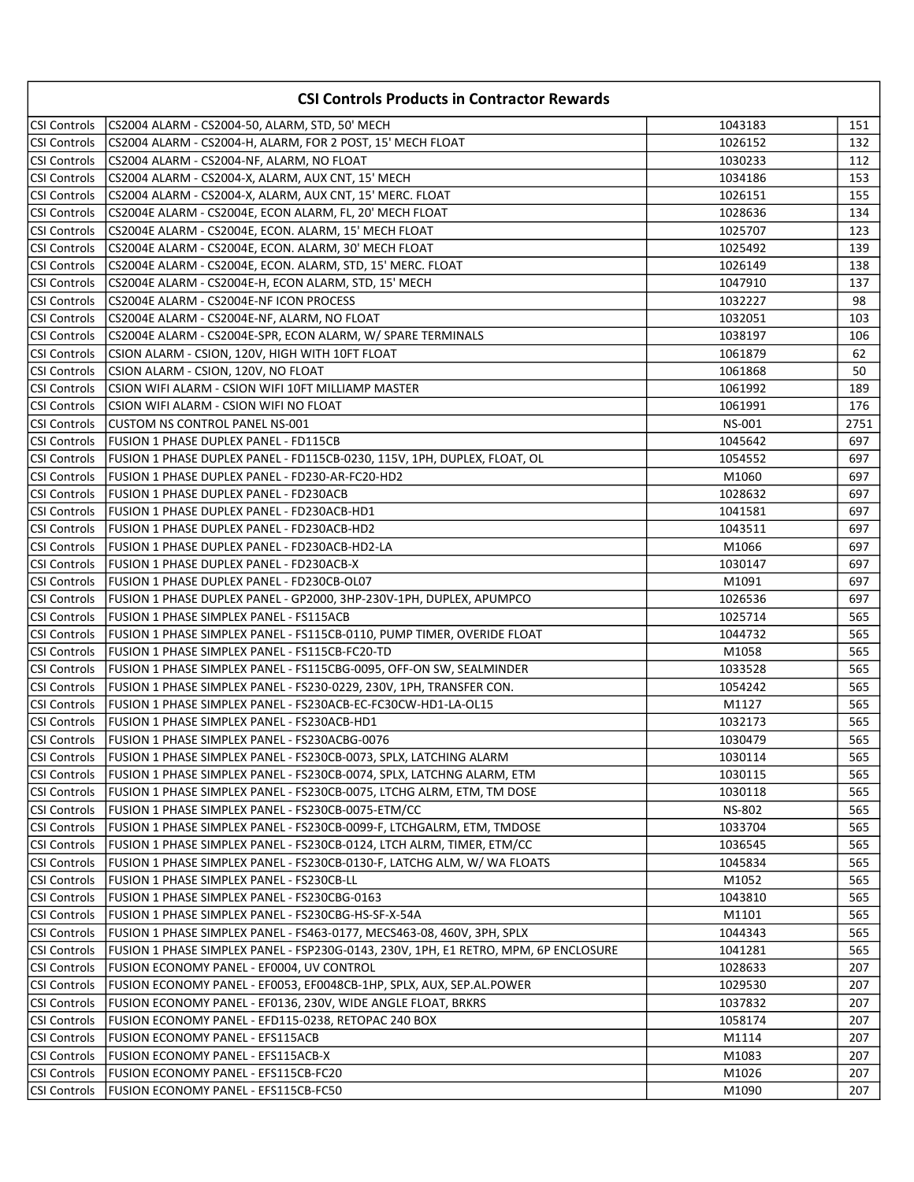| CSI Controls Products in Contractor Rewards | | | |
|---|---|---|---|
| CSI Controls | CS2004 ALARM - CS2004-50, ALARM, STD, 50' MECH | 1043183 | 151 |
| CSI Controls | CS2004 ALARM - CS2004-H, ALARM, FOR 2 POST, 15' MECH FLOAT | 1026152 | 132 |
| CSI Controls | CS2004 ALARM - CS2004-NF, ALARM, NO FLOAT | 1030233 | 112 |
| CSI Controls | CS2004 ALARM - CS2004-X, ALARM, AUX CNT, 15' MECH | 1034186 | 153 |
| CSI Controls | CS2004 ALARM - CS2004-X, ALARM, AUX CNT, 15' MERC. FLOAT | 1026151 | 155 |
| CSI Controls | CS2004E ALARM - CS2004E, ECON ALARM, FL, 20' MECH FLOAT | 1028636 | 134 |
| CSI Controls | CS2004E ALARM - CS2004E, ECON. ALARM, 15' MECH FLOAT | 1025707 | 123 |
| CSI Controls | CS2004E ALARM - CS2004E, ECON. ALARM, 30' MECH FLOAT | 1025492 | 139 |
| CSI Controls | CS2004E ALARM - CS2004E, ECON. ALARM, STD, 15' MERC. FLOAT | 1026149 | 138 |
| CSI Controls | CS2004E ALARM - CS2004E-H, ECON ALARM, STD, 15' MECH | 1047910 | 137 |
| CSI Controls | CS2004E ALARM - CS2004E-NF ICON PROCESS | 1032227 | 98 |
| CSI Controls | CS2004E ALARM - CS2004E-NF, ALARM, NO FLOAT | 1032051 | 103 |
| CSI Controls | CS2004E ALARM - CS2004E-SPR, ECON ALARM, W/ SPARE TERMINALS | 1038197 | 106 |
| CSI Controls | CSION ALARM - CSION, 120V, HIGH WITH 10FT FLOAT | 1061879 | 62 |
| CSI Controls | CSION ALARM - CSION, 120V, NO FLOAT | 1061868 | 50 |
| CSI Controls | CSION WIFI ALARM - CSION WIFI 10FT MILLIAMP MASTER | 1061992 | 189 |
| CSI Controls | CSION WIFI ALARM - CSION WIFI NO FLOAT | 1061991 | 176 |
| CSI Controls | CUSTOM NS CONTROL PANEL NS-001 | NS-001 | 2751 |
| CSI Controls | FUSION 1 PHASE DUPLEX PANEL - FD115CB | 1045642 | 697 |
| CSI Controls | FUSION 1 PHASE DUPLEX PANEL - FD115CB-0230, 115V, 1PH, DUPLEX, FLOAT, OL | 1054552 | 697 |
| CSI Controls | FUSION 1 PHASE DUPLEX PANEL - FD230-AR-FC20-HD2 | M1060 | 697 |
| CSI Controls | FUSION 1 PHASE DUPLEX PANEL - FD230ACB | 1028632 | 697 |
| CSI Controls | FUSION 1 PHASE DUPLEX PANEL - FD230ACB-HD1 | 1041581 | 697 |
| CSI Controls | FUSION 1 PHASE DUPLEX PANEL - FD230ACB-HD2 | 1043511 | 697 |
| CSI Controls | FUSION 1 PHASE DUPLEX PANEL - FD230ACB-HD2-LA | M1066 | 697 |
| CSI Controls | FUSION 1 PHASE DUPLEX PANEL - FD230ACB-X | 1030147 | 697 |
| CSI Controls | FUSION 1 PHASE DUPLEX PANEL - FD230CB-OL07 | M1091 | 697 |
| CSI Controls | FUSION 1 PHASE DUPLEX PANEL - GP2000, 3HP-230V-1PH, DUPLEX, APUMPCO | 1026536 | 697 |
| CSI Controls | FUSION 1 PHASE SIMPLEX PANEL - FS115ACB | 1025714 | 565 |
| CSI Controls | FUSION 1 PHASE SIMPLEX PANEL - FS115CB-0110, PUMP TIMER, OVERIDE FLOAT | 1044732 | 565 |
| CSI Controls | FUSION 1 PHASE SIMPLEX PANEL - FS115CB-FC20-TD | M1058 | 565 |
| CSI Controls | FUSION 1 PHASE SIMPLEX PANEL - FS115CBG-0095, OFF-ON SW, SEALMINDER | 1033528 | 565 |
| CSI Controls | FUSION 1 PHASE SIMPLEX PANEL - FS230-0229, 230V, 1PH, TRANSFER CON. | 1054242 | 565 |
| CSI Controls | FUSION 1 PHASE SIMPLEX PANEL - FS230ACB-EC-FC30CW-HD1-LA-OL15 | M1127 | 565 |
| CSI Controls | FUSION 1 PHASE SIMPLEX PANEL - FS230ACB-HD1 | 1032173 | 565 |
| CSI Controls | FUSION 1 PHASE SIMPLEX PANEL - FS230ACBG-0076 | 1030479 | 565 |
| CSI Controls | FUSION 1 PHASE SIMPLEX PANEL - FS230CB-0073, SPLX, LATCHING ALARM | 1030114 | 565 |
| CSI Controls | FUSION 1 PHASE SIMPLEX PANEL - FS230CB-0074, SPLX, LATCHNG ALARM, ETM | 1030115 | 565 |
| CSI Controls | FUSION 1 PHASE SIMPLEX PANEL - FS230CB-0075, LTCHG ALRM, ETM, TM DOSE | 1030118 | 565 |
| CSI Controls | FUSION 1 PHASE SIMPLEX PANEL - FS230CB-0075-ETM/CC | NS-802 | 565 |
| CSI Controls | FUSION 1 PHASE SIMPLEX PANEL - FS230CB-0099-F, LTCHGALRM, ETM, TMDOSE | 1033704 | 565 |
| CSI Controls | FUSION 1 PHASE SIMPLEX PANEL - FS230CB-0124, LTCH ALRM, TIMER, ETM/CC | 1036545 | 565 |
| CSI Controls | FUSION 1 PHASE SIMPLEX PANEL - FS230CB-0130-F, LATCHG ALM, W/ WA FLOATS | 1045834 | 565 |
| CSI Controls | FUSION 1 PHASE SIMPLEX PANEL - FS230CB-LL | M1052 | 565 |
| CSI Controls | FUSION 1 PHASE SIMPLEX PANEL - FS230CBG-0163 | 1043810 | 565 |
| CSI Controls | FUSION 1 PHASE SIMPLEX PANEL - FS230CBG-HS-SF-X-54A | M1101 | 565 |
| CSI Controls | FUSION 1 PHASE SIMPLEX PANEL - FS463-0177, MECS463-08, 460V, 3PH, SPLX | 1044343 | 565 |
| CSI Controls | FUSION 1 PHASE SIMPLEX PANEL - FSP230G-0143, 230V, 1PH, E1 RETRO, MPM, 6P ENCLOSURE | 1041281 | 565 |
| CSI Controls | FUSION ECONOMY PANEL - EF0004, UV CONTROL | 1028633 | 207 |
| CSI Controls | FUSION ECONOMY PANEL - EF0053, EF0048CB-1HP, SPLX, AUX, SEP.AL.POWER | 1029530 | 207 |
| CSI Controls | FUSION ECONOMY PANEL - EF0136, 230V, WIDE ANGLE FLOAT, BRKRS | 1037832 | 207 |
| CSI Controls | FUSION ECONOMY PANEL - EFD115-0238, RETOPAC 240 BOX | 1058174 | 207 |
| CSI Controls | FUSION ECONOMY PANEL - EFS115ACB | M1114 | 207 |
| CSI Controls | FUSION ECONOMY PANEL - EFS115ACB-X | M1083 | 207 |
| CSI Controls | FUSION ECONOMY PANEL - EFS115CB-FC20 | M1026 | 207 |
| CSI Controls | FUSION ECONOMY PANEL - EFS115CB-FC50 | M1090 | 207 |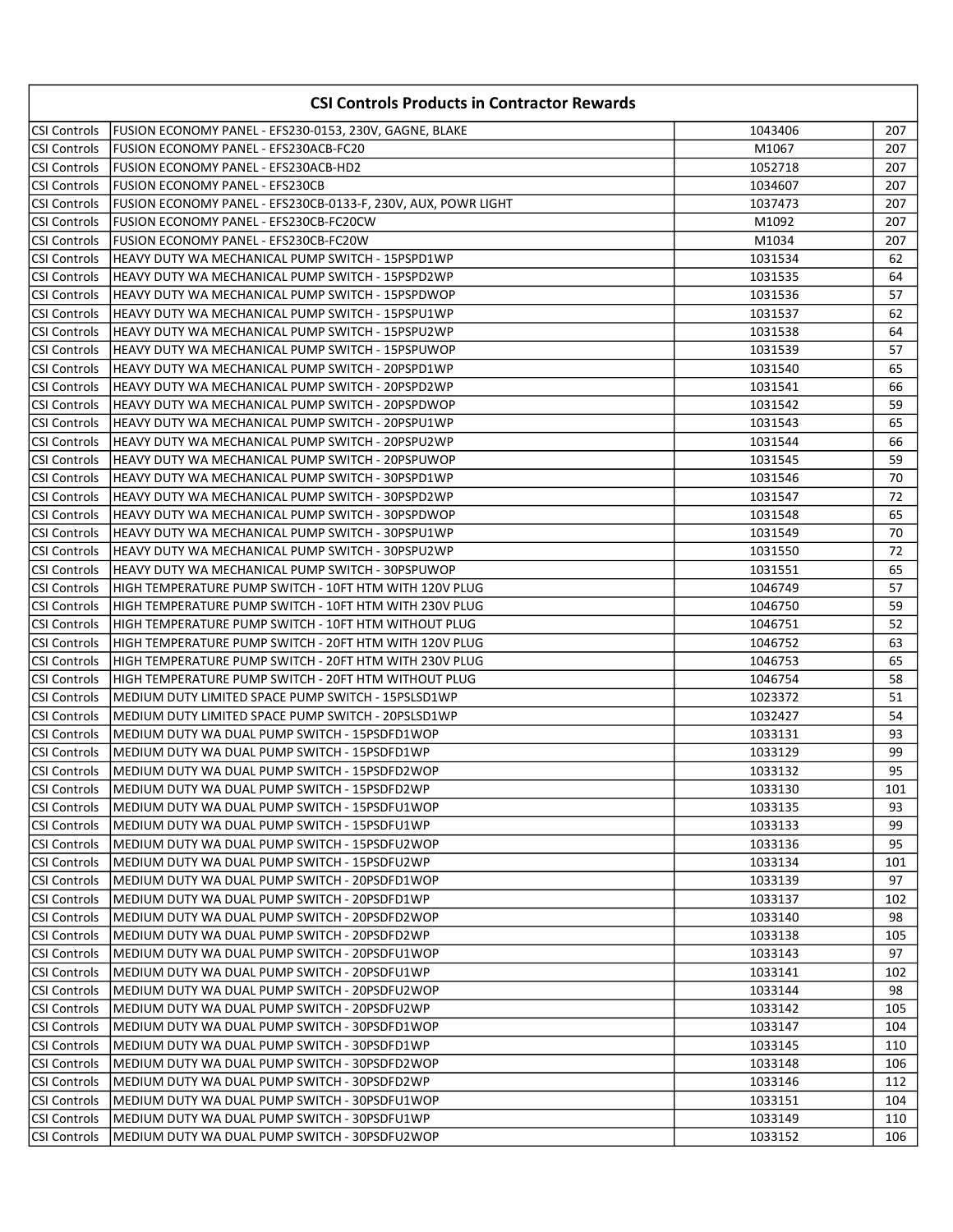## CSI Controls Products in Contractor Rewards

| | | | |
|---|---|---|---|
| CSI Controls | FUSION ECONOMY PANEL - EFS230-0153, 230V, GAGNE, BLAKE | 1043406 | 207 |
| CSI Controls | FUSION ECONOMY PANEL - EFS230ACB-FC20 | M1067 | 207 |
| CSI Controls | FUSION ECONOMY PANEL - EFS230ACB-HD2 | 1052718 | 207 |
| CSI Controls | FUSION ECONOMY PANEL - EFS230CB | 1034607 | 207 |
| CSI Controls | FUSION ECONOMY PANEL - EFS230CB-0133-F, 230V, AUX, POWR LIGHT | 1037473 | 207 |
| CSI Controls | FUSION ECONOMY PANEL - EFS230CB-FC20CW | M1092 | 207 |
| CSI Controls | FUSION ECONOMY PANEL - EFS230CB-FC20W | M1034 | 207 |
| CSI Controls | HEAVY DUTY WA MECHANICAL PUMP SWITCH - 15PSPD1WP | 1031534 | 62 |
| CSI Controls | HEAVY DUTY WA MECHANICAL PUMP SWITCH - 15PSPD2WP | 1031535 | 64 |
| CSI Controls | HEAVY DUTY WA MECHANICAL PUMP SWITCH - 15PSPDWOP | 1031536 | 57 |
| CSI Controls | HEAVY DUTY WA MECHANICAL PUMP SWITCH - 15PSPU1WP | 1031537 | 62 |
| CSI Controls | HEAVY DUTY WA MECHANICAL PUMP SWITCH - 15PSPU2WP | 1031538 | 64 |
| CSI Controls | HEAVY DUTY WA MECHANICAL PUMP SWITCH - 15PSPUWOP | 1031539 | 57 |
| CSI Controls | HEAVY DUTY WA MECHANICAL PUMP SWITCH - 20PSPD1WP | 1031540 | 65 |
| CSI Controls | HEAVY DUTY WA MECHANICAL PUMP SWITCH - 20PSPD2WP | 1031541 | 66 |
| CSI Controls | HEAVY DUTY WA MECHANICAL PUMP SWITCH - 20PSPDWOP | 1031542 | 59 |
| CSI Controls | HEAVY DUTY WA MECHANICAL PUMP SWITCH - 20PSPU1WP | 1031543 | 65 |
| CSI Controls | HEAVY DUTY WA MECHANICAL PUMP SWITCH - 20PSPU2WP | 1031544 | 66 |
| CSI Controls | HEAVY DUTY WA MECHANICAL PUMP SWITCH - 20PSPUWOP | 1031545 | 59 |
| CSI Controls | HEAVY DUTY WA MECHANICAL PUMP SWITCH - 30PSPD1WP | 1031546 | 70 |
| CSI Controls | HEAVY DUTY WA MECHANICAL PUMP SWITCH - 30PSPD2WP | 1031547 | 72 |
| CSI Controls | HEAVY DUTY WA MECHANICAL PUMP SWITCH - 30PSPDWOP | 1031548 | 65 |
| CSI Controls | HEAVY DUTY WA MECHANICAL PUMP SWITCH - 30PSPU1WP | 1031549 | 70 |
| CSI Controls | HEAVY DUTY WA MECHANICAL PUMP SWITCH - 30PSPU2WP | 1031550 | 72 |
| CSI Controls | HEAVY DUTY WA MECHANICAL PUMP SWITCH - 30PSPUWOP | 1031551 | 65 |
| CSI Controls | HIGH TEMPERATURE PUMP SWITCH - 10FT HTM WITH 120V PLUG | 1046749 | 57 |
| CSI Controls | HIGH TEMPERATURE PUMP SWITCH - 10FT HTM WITH 230V PLUG | 1046750 | 59 |
| CSI Controls | HIGH TEMPERATURE PUMP SWITCH - 10FT HTM WITHOUT PLUG | 1046751 | 52 |
| CSI Controls | HIGH TEMPERATURE PUMP SWITCH - 20FT HTM WITH 120V PLUG | 1046752 | 63 |
| CSI Controls | HIGH TEMPERATURE PUMP SWITCH - 20FT HTM WITH 230V PLUG | 1046753 | 65 |
| CSI Controls | HIGH TEMPERATURE PUMP SWITCH - 20FT HTM WITHOUT PLUG | 1046754 | 58 |
| CSI Controls | MEDIUM DUTY LIMITED SPACE PUMP SWITCH - 15PSLSD1WP | 1023372 | 51 |
| CSI Controls | MEDIUM DUTY LIMITED SPACE PUMP SWITCH - 20PSLSD1WP | 1032427 | 54 |
| CSI Controls | MEDIUM DUTY WA DUAL PUMP SWITCH - 15PSDFD1WOP | 1033131 | 93 |
| CSI Controls | MEDIUM DUTY WA DUAL PUMP SWITCH - 15PSDFD1WP | 1033129 | 99 |
| CSI Controls | MEDIUM DUTY WA DUAL PUMP SWITCH - 15PSDFD2WOP | 1033132 | 95 |
| CSI Controls | MEDIUM DUTY WA DUAL PUMP SWITCH - 15PSDFD2WP | 1033130 | 101 |
| CSI Controls | MEDIUM DUTY WA DUAL PUMP SWITCH - 15PSDFU1WOP | 1033135 | 93 |
| CSI Controls | MEDIUM DUTY WA DUAL PUMP SWITCH - 15PSDFU1WP | 1033133 | 99 |
| CSI Controls | MEDIUM DUTY WA DUAL PUMP SWITCH - 15PSDFU2WOP | 1033136 | 95 |
| CSI Controls | MEDIUM DUTY WA DUAL PUMP SWITCH - 15PSDFU2WP | 1033134 | 101 |
| CSI Controls | MEDIUM DUTY WA DUAL PUMP SWITCH - 20PSDFD1WOP | 1033139 | 97 |
| CSI Controls | MEDIUM DUTY WA DUAL PUMP SWITCH - 20PSDFD1WP | 1033137 | 102 |
| CSI Controls | MEDIUM DUTY WA DUAL PUMP SWITCH - 20PSDFD2WOP | 1033140 | 98 |
| CSI Controls | MEDIUM DUTY WA DUAL PUMP SWITCH - 20PSDFD2WP | 1033138 | 105 |
| CSI Controls | MEDIUM DUTY WA DUAL PUMP SWITCH - 20PSDFU1WOP | 1033143 | 97 |
| CSI Controls | MEDIUM DUTY WA DUAL PUMP SWITCH - 20PSDFU1WP | 1033141 | 102 |
| CSI Controls | MEDIUM DUTY WA DUAL PUMP SWITCH - 20PSDFU2WOP | 1033144 | 98 |
| CSI Controls | MEDIUM DUTY WA DUAL PUMP SWITCH - 20PSDFU2WP | 1033142 | 105 |
| CSI Controls | MEDIUM DUTY WA DUAL PUMP SWITCH - 30PSDFD1WOP | 1033147 | 104 |
| CSI Controls | MEDIUM DUTY WA DUAL PUMP SWITCH - 30PSDFD1WP | 1033145 | 110 |
| CSI Controls | MEDIUM DUTY WA DUAL PUMP SWITCH - 30PSDFD2WOP | 1033148 | 106 |
| CSI Controls | MEDIUM DUTY WA DUAL PUMP SWITCH - 30PSDFD2WP | 1033146 | 112 |
| CSI Controls | MEDIUM DUTY WA DUAL PUMP SWITCH - 30PSDFU1WOP | 1033151 | 104 |
| CSI Controls | MEDIUM DUTY WA DUAL PUMP SWITCH - 30PSDFU1WP | 1033149 | 110 |
| CSI Controls | MEDIUM DUTY WA DUAL PUMP SWITCH - 30PSDFU2WOP | 1033152 | 106 |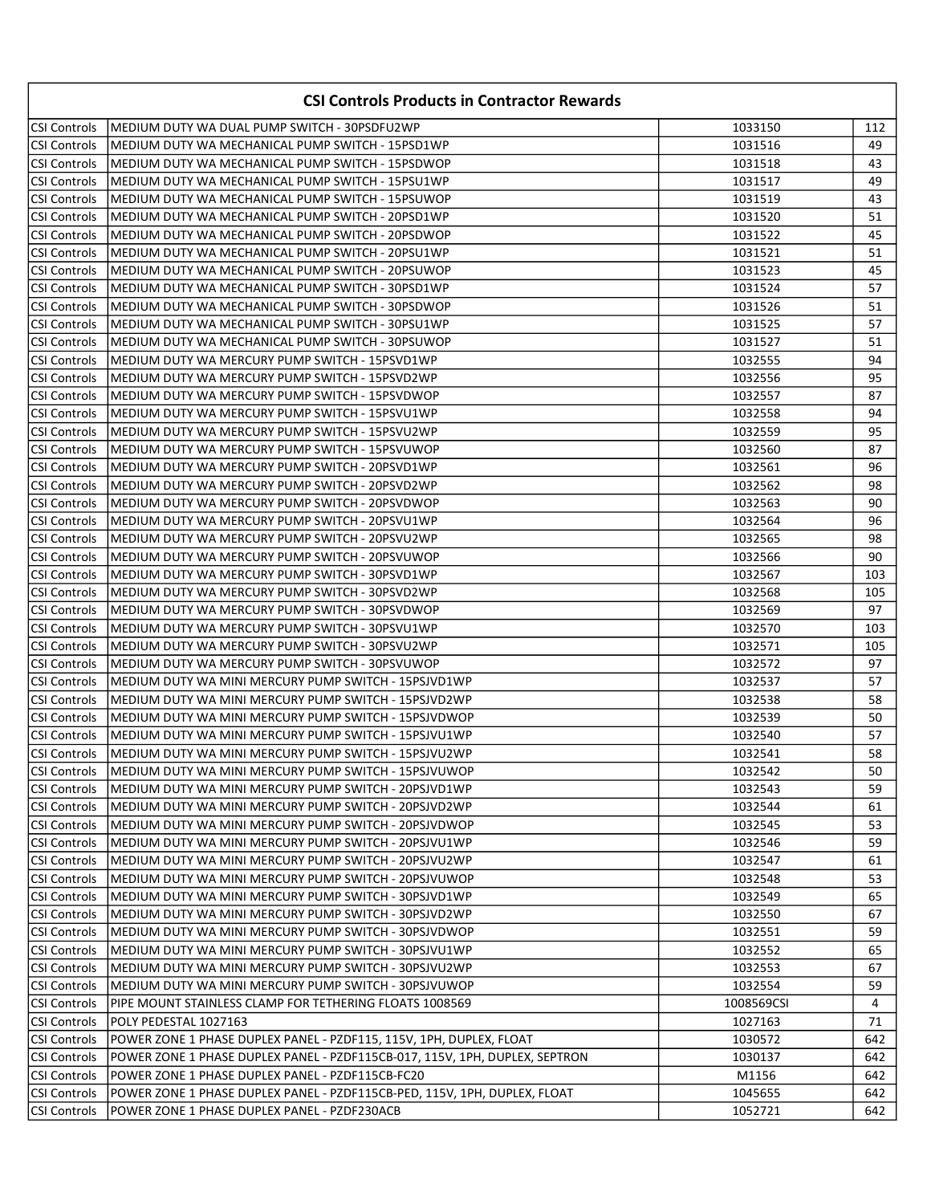| CSI Controls Products in Contractor Rewards | | | |
|---|---|---|---|
| CSI Controls | MEDIUM DUTY WA DUAL PUMP SWITCH - 30PSDFU2WP | 1033150 | 112 |
| CSI Controls | MEDIUM DUTY WA MECHANICAL PUMP SWITCH - 15PSD1WP | 1031516 | 49 |
| CSI Controls | MEDIUM DUTY WA MECHANICAL PUMP SWITCH - 15PSDWOP | 1031518 | 43 |
| CSI Controls | MEDIUM DUTY WA MECHANICAL PUMP SWITCH - 15PSU1WP | 1031517 | 49 |
| CSI Controls | MEDIUM DUTY WA MECHANICAL PUMP SWITCH - 15PSUWOP | 1031519 | 43 |
| CSI Controls | MEDIUM DUTY WA MECHANICAL PUMP SWITCH - 20PSD1WP | 1031520 | 51 |
| CSI Controls | MEDIUM DUTY WA MECHANICAL PUMP SWITCH - 20PSDWOP | 1031522 | 45 |
| CSI Controls | MEDIUM DUTY WA MECHANICAL PUMP SWITCH - 20PSU1WP | 1031521 | 51 |
| CSI Controls | MEDIUM DUTY WA MECHANICAL PUMP SWITCH - 20PSUWOP | 1031523 | 45 |
| CSI Controls | MEDIUM DUTY WA MECHANICAL PUMP SWITCH - 30PSD1WP | 1031524 | 57 |
| CSI Controls | MEDIUM DUTY WA MECHANICAL PUMP SWITCH - 30PSDWOP | 1031526 | 51 |
| CSI Controls | MEDIUM DUTY WA MECHANICAL PUMP SWITCH - 30PSU1WP | 1031525 | 57 |
| CSI Controls | MEDIUM DUTY WA MECHANICAL PUMP SWITCH - 30PSUWOP | 1031527 | 51 |
| CSI Controls | MEDIUM DUTY WA MERCURY PUMP SWITCH - 15PSVD1WP | 1032555 | 94 |
| CSI Controls | MEDIUM DUTY WA MERCURY PUMP SWITCH - 15PSVD2WP | 1032556 | 95 |
| CSI Controls | MEDIUM DUTY WA MERCURY PUMP SWITCH - 15PSVDWOP | 1032557 | 87 |
| CSI Controls | MEDIUM DUTY WA MERCURY PUMP SWITCH - 15PSVU1WP | 1032558 | 94 |
| CSI Controls | MEDIUM DUTY WA MERCURY PUMP SWITCH - 15PSVU2WP | 1032559 | 95 |
| CSI Controls | MEDIUM DUTY WA MERCURY PUMP SWITCH - 15PSVUWOP | 1032560 | 87 |
| CSI Controls | MEDIUM DUTY WA MERCURY PUMP SWITCH - 20PSVD1WP | 1032561 | 96 |
| CSI Controls | MEDIUM DUTY WA MERCURY PUMP SWITCH - 20PSVD2WP | 1032562 | 98 |
| CSI Controls | MEDIUM DUTY WA MERCURY PUMP SWITCH - 20PSVDWOP | 1032563 | 90 |
| CSI Controls | MEDIUM DUTY WA MERCURY PUMP SWITCH - 20PSVU1WP | 1032564 | 96 |
| CSI Controls | MEDIUM DUTY WA MERCURY PUMP SWITCH - 20PSVU2WP | 1032565 | 98 |
| CSI Controls | MEDIUM DUTY WA MERCURY PUMP SWITCH - 20PSVUWOP | 1032566 | 90 |
| CSI Controls | MEDIUM DUTY WA MERCURY PUMP SWITCH - 30PSVD1WP | 1032567 | 103 |
| CSI Controls | MEDIUM DUTY WA MERCURY PUMP SWITCH - 30PSVD2WP | 1032568 | 105 |
| CSI Controls | MEDIUM DUTY WA MERCURY PUMP SWITCH - 30PSVDWOP | 1032569 | 97 |
| CSI Controls | MEDIUM DUTY WA MERCURY PUMP SWITCH - 30PSVU1WP | 1032570 | 103 |
| CSI Controls | MEDIUM DUTY WA MERCURY PUMP SWITCH - 30PSVU2WP | 1032571 | 105 |
| CSI Controls | MEDIUM DUTY WA MERCURY PUMP SWITCH - 30PSVUWOP | 1032572 | 97 |
| CSI Controls | MEDIUM DUTY WA MINI MERCURY PUMP SWITCH - 15PSJVD1WP | 1032537 | 57 |
| CSI Controls | MEDIUM DUTY WA MINI MERCURY PUMP SWITCH - 15PSJVD2WP | 1032538 | 58 |
| CSI Controls | MEDIUM DUTY WA MINI MERCURY PUMP SWITCH - 15PSJVDWOP | 1032539 | 50 |
| CSI Controls | MEDIUM DUTY WA MINI MERCURY PUMP SWITCH - 15PSJVU1WP | 1032540 | 57 |
| CSI Controls | MEDIUM DUTY WA MINI MERCURY PUMP SWITCH - 15PSJVU2WP | 1032541 | 58 |
| CSI Controls | MEDIUM DUTY WA MINI MERCURY PUMP SWITCH - 15PSJVUWOP | 1032542 | 50 |
| CSI Controls | MEDIUM DUTY WA MINI MERCURY PUMP SWITCH - 20PSJVD1WP | 1032543 | 59 |
| CSI Controls | MEDIUM DUTY WA MINI MERCURY PUMP SWITCH - 20PSJVD2WP | 1032544 | 61 |
| CSI Controls | MEDIUM DUTY WA MINI MERCURY PUMP SWITCH - 20PSJVDWOP | 1032545 | 53 |
| CSI Controls | MEDIUM DUTY WA MINI MERCURY PUMP SWITCH - 20PSJVU1WP | 1032546 | 59 |
| CSI Controls | MEDIUM DUTY WA MINI MERCURY PUMP SWITCH - 20PSJVU2WP | 1032547 | 61 |
| CSI Controls | MEDIUM DUTY WA MINI MERCURY PUMP SWITCH - 20PSJVUWOP | 1032548 | 53 |
| CSI Controls | MEDIUM DUTY WA MINI MERCURY PUMP SWITCH - 30PSJVD1WP | 1032549 | 65 |
| CSI Controls | MEDIUM DUTY WA MINI MERCURY PUMP SWITCH - 30PSJVD2WP | 1032550 | 67 |
| CSI Controls | MEDIUM DUTY WA MINI MERCURY PUMP SWITCH - 30PSJVDWOP | 1032551 | 59 |
| CSI Controls | MEDIUM DUTY WA MINI MERCURY PUMP SWITCH - 30PSJVU1WP | 1032552 | 65 |
| CSI Controls | MEDIUM DUTY WA MINI MERCURY PUMP SWITCH - 30PSJVU2WP | 1032553 | 67 |
| CSI Controls | MEDIUM DUTY WA MINI MERCURY PUMP SWITCH - 30PSJVUWOP | 1032554 | 59 |
| CSI Controls | PIPE MOUNT STAINLESS CLAMP FOR TETHERING FLOATS 1008569 | 1008569CSI | 4 |
| CSI Controls | POLY PEDESTAL 1027163 | 1027163 | 71 |
| CSI Controls | POWER ZONE 1 PHASE DUPLEX PANEL - PZDF115, 115V, 1PH, DUPLEX, FLOAT | 1030572 | 642 |
| CSI Controls | POWER ZONE 1 PHASE DUPLEX PANEL - PZDF115CB-017, 115V, 1PH, DUPLEX, SEPTRON | 1030137 | 642 |
| CSI Controls | POWER ZONE 1 PHASE DUPLEX PANEL - PZDF115CB-FC20 | M1156 | 642 |
| CSI Controls | POWER ZONE 1 PHASE DUPLEX PANEL - PZDF115CB-PED, 115V, 1PH, DUPLEX, FLOAT | 1045655 | 642 |
| CSI Controls | POWER ZONE 1 PHASE DUPLEX PANEL - PZDF230ACB | 1052721 | 642 |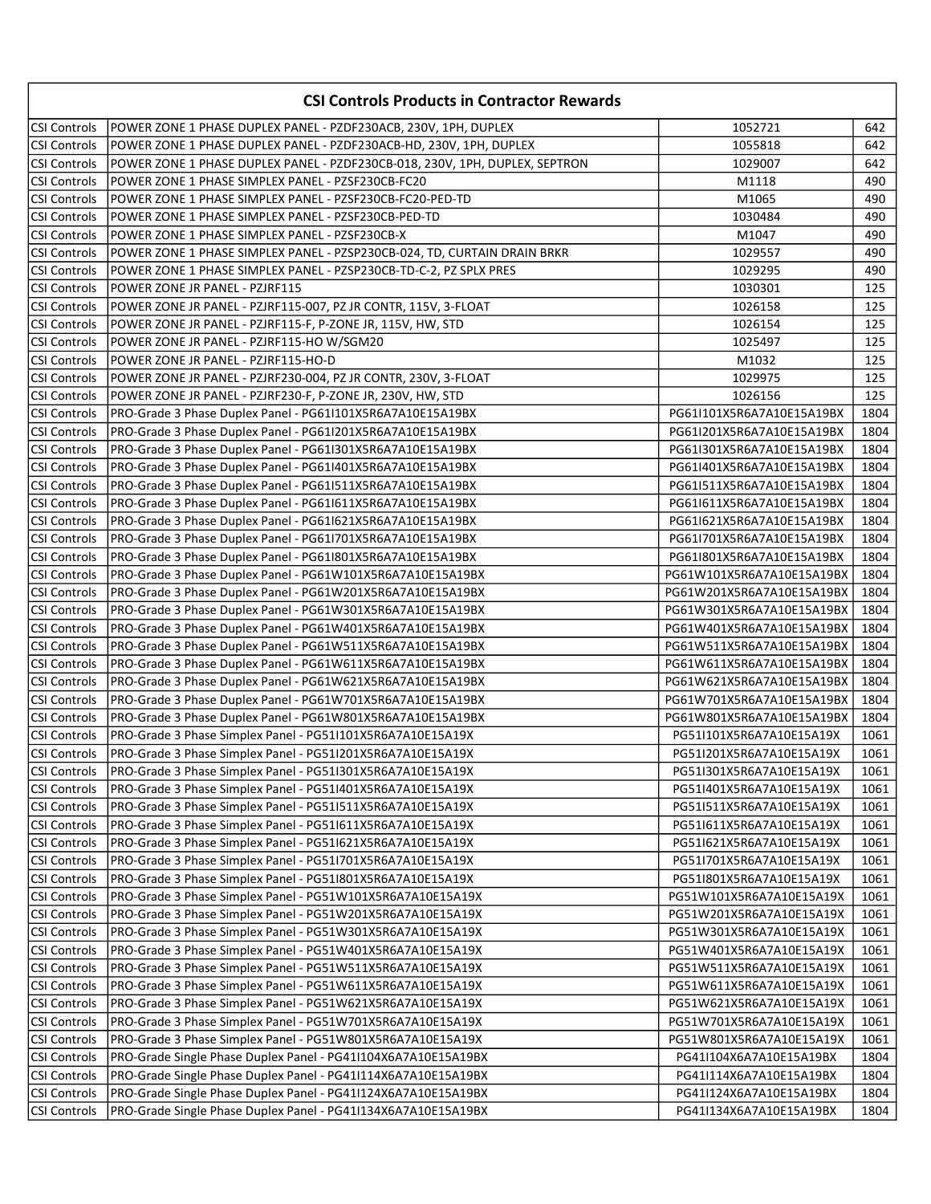| CSI Controls Products in Contractor Rewards | | | |
|---|---|---|---|
| CSI Controls | POWER ZONE 1 PHASE DUPLEX PANEL - PZDF230ACB, 230V, 1PH, DUPLEX | 1052721 | 642 |
| CSI Controls | POWER ZONE 1 PHASE DUPLEX PANEL - PZDF230ACB-HD, 230V, 1PH, DUPLEX | 1055818 | 642 |
| CSI Controls | POWER ZONE 1 PHASE DUPLEX PANEL - PZDF230CB-018, 230V, 1PH, DUPLEX, SEPTRON | 1029007 | 642 |
| CSI Controls | POWER ZONE 1 PHASE SIMPLEX PANEL - PZSF230CB-FC20 | M1118 | 490 |
| CSI Controls | POWER ZONE 1 PHASE SIMPLEX PANEL - PZSF230CB-FC20-PED-TD | M1065 | 490 |
| CSI Controls | POWER ZONE 1 PHASE SIMPLEX PANEL - PZSF230CB-PED-TD | 1030484 | 490 |
| CSI Controls | POWER ZONE 1 PHASE SIMPLEX PANEL - PZSF230CB-X | M1047 | 490 |
| CSI Controls | POWER ZONE 1 PHASE SIMPLEX PANEL - PZSP230CB-024, TD, CURTAIN DRAIN BRKR | 1029557 | 490 |
| CSI Controls | POWER ZONE 1 PHASE SIMPLEX PANEL - PZSP230CB-TD-C-2, PZ SPLX PRES | 1029295 | 490 |
| CSI Controls | POWER ZONE JR PANEL - PZJRF115 | 1030301 | 125 |
| CSI Controls | POWER ZONE JR PANEL - PZJRF115-007, PZ JR CONTR, 115V, 3-FLOAT | 1026158 | 125 |
| CSI Controls | POWER ZONE JR PANEL - PZJRF115-F, P-ZONE JR, 115V, HW, STD | 1026154 | 125 |
| CSI Controls | POWER ZONE JR PANEL - PZJRF115-HO W/SGM20 | 1025497 | 125 |
| CSI Controls | POWER ZONE JR PANEL - PZJRF115-HO-D | M1032 | 125 |
| CSI Controls | POWER ZONE JR PANEL - PZJRF230-004, PZ JR CONTR, 230V, 3-FLOAT | 1029975 | 125 |
| CSI Controls | POWER ZONE JR PANEL - PZJRF230-F, P-ZONE JR, 230V, HW, STD | 1026156 | 125 |
| CSI Controls | PRO-Grade 3 Phase Duplex Panel - PG61I101X5R6A7A10E15A19BX | PG61I101X5R6A7A10E15A19BX | 1804 |
| CSI Controls | PRO-Grade 3 Phase Duplex Panel - PG61I201X5R6A7A10E15A19BX | PG61I201X5R6A7A10E15A19BX | 1804 |
| CSI Controls | PRO-Grade 3 Phase Duplex Panel - PG61I301X5R6A7A10E15A19BX | PG61I301X5R6A7A10E15A19BX | 1804 |
| CSI Controls | PRO-Grade 3 Phase Duplex Panel - PG61I401X5R6A7A10E15A19BX | PG61I401X5R6A7A10E15A19BX | 1804 |
| CSI Controls | PRO-Grade 3 Phase Duplex Panel - PG61I511X5R6A7A10E15A19BX | PG61I511X5R6A7A10E15A19BX | 1804 |
| CSI Controls | PRO-Grade 3 Phase Duplex Panel - PG61I611X5R6A7A10E15A19BX | PG61I611X5R6A7A10E15A19BX | 1804 |
| CSI Controls | PRO-Grade 3 Phase Duplex Panel - PG61I621X5R6A7A10E15A19BX | PG61I621X5R6A7A10E15A19BX | 1804 |
| CSI Controls | PRO-Grade 3 Phase Duplex Panel - PG61I701X5R6A7A10E15A19BX | PG61I701X5R6A7A10E15A19BX | 1804 |
| CSI Controls | PRO-Grade 3 Phase Duplex Panel - PG61I801X5R6A7A10E15A19BX | PG61I801X5R6A7A10E15A19BX | 1804 |
| CSI Controls | PRO-Grade 3 Phase Duplex Panel - PG61W101X5R6A7A10E15A19BX | PG61W101X5R6A7A10E15A19BX | 1804 |
| CSI Controls | PRO-Grade 3 Phase Duplex Panel - PG61W201X5R6A7A10E15A19BX | PG61W201X5R6A7A10E15A19BX | 1804 |
| CSI Controls | PRO-Grade 3 Phase Duplex Panel - PG61W301X5R6A7A10E15A19BX | PG61W301X5R6A7A10E15A19BX | 1804 |
| CSI Controls | PRO-Grade 3 Phase Duplex Panel - PG61W401X5R6A7A10E15A19BX | PG61W401X5R6A7A10E15A19BX | 1804 |
| CSI Controls | PRO-Grade 3 Phase Duplex Panel - PG61W511X5R6A7A10E15A19BX | PG61W511X5R6A7A10E15A19BX | 1804 |
| CSI Controls | PRO-Grade 3 Phase Duplex Panel - PG61W611X5R6A7A10E15A19BX | PG61W611X5R6A7A10E15A19BX | 1804 |
| CSI Controls | PRO-Grade 3 Phase Duplex Panel - PG61W621X5R6A7A10E15A19BX | PG61W621X5R6A7A10E15A19BX | 1804 |
| CSI Controls | PRO-Grade 3 Phase Duplex Panel - PG61W701X5R6A7A10E15A19BX | PG61W701X5R6A7A10E15A19BX | 1804 |
| CSI Controls | PRO-Grade 3 Phase Duplex Panel - PG61W801X5R6A7A10E15A19BX | PG61W801X5R6A7A10E15A19BX | 1804 |
| CSI Controls | PRO-Grade 3 Phase Simplex Panel - PG51I101X5R6A7A10E15A19X | PG51I101X5R6A7A10E15A19X | 1061 |
| CSI Controls | PRO-Grade 3 Phase Simplex Panel - PG51I201X5R6A7A10E15A19X | PG51I201X5R6A7A10E15A19X | 1061 |
| CSI Controls | PRO-Grade 3 Phase Simplex Panel - PG51I301X5R6A7A10E15A19X | PG51I301X5R6A7A10E15A19X | 1061 |
| CSI Controls | PRO-Grade 3 Phase Simplex Panel - PG51I401X5R6A7A10E15A19X | PG51I401X5R6A7A10E15A19X | 1061 |
| CSI Controls | PRO-Grade 3 Phase Simplex Panel - PG51I511X5R6A7A10E15A19X | PG51I511X5R6A7A10E15A19X | 1061 |
| CSI Controls | PRO-Grade 3 Phase Simplex Panel - PG51I611X5R6A7A10E15A19X | PG51I611X5R6A7A10E15A19X | 1061 |
| CSI Controls | PRO-Grade 3 Phase Simplex Panel - PG51I621X5R6A7A10E15A19X | PG51I621X5R6A7A10E15A19X | 1061 |
| CSI Controls | PRO-Grade 3 Phase Simplex Panel - PG51I701X5R6A7A10E15A19X | PG51I701X5R6A7A10E15A19X | 1061 |
| CSI Controls | PRO-Grade 3 Phase Simplex Panel - PG51I801X5R6A7A10E15A19X | PG51I801X5R6A7A10E15A19X | 1061 |
| CSI Controls | PRO-Grade 3 Phase Simplex Panel - PG51W101X5R6A7A10E15A19X | PG51W101X5R6A7A10E15A19X | 1061 |
| CSI Controls | PRO-Grade 3 Phase Simplex Panel - PG51W201X5R6A7A10E15A19X | PG51W201X5R6A7A10E15A19X | 1061 |
| CSI Controls | PRO-Grade 3 Phase Simplex Panel - PG51W301X5R6A7A10E15A19X | PG51W301X5R6A7A10E15A19X | 1061 |
| CSI Controls | PRO-Grade 3 Phase Simplex Panel - PG51W401X5R6A7A10E15A19X | PG51W401X5R6A7A10E15A19X | 1061 |
| CSI Controls | PRO-Grade 3 Phase Simplex Panel - PG51W511X5R6A7A10E15A19X | PG51W511X5R6A7A10E15A19X | 1061 |
| CSI Controls | PRO-Grade 3 Phase Simplex Panel - PG51W611X5R6A7A10E15A19X | PG51W611X5R6A7A10E15A19X | 1061 |
| CSI Controls | PRO-Grade 3 Phase Simplex Panel - PG51W621X5R6A7A10E15A19X | PG51W621X5R6A7A10E15A19X | 1061 |
| CSI Controls | PRO-Grade 3 Phase Simplex Panel - PG51W701X5R6A7A10E15A19X | PG51W701X5R6A7A10E15A19X | 1061 |
| CSI Controls | PRO-Grade 3 Phase Simplex Panel - PG51W801X5R6A7A10E15A19X | PG51W801X5R6A7A10E15A19X | 1061 |
| CSI Controls | PRO-Grade Single Phase Duplex Panel - PG41I104X6A7A10E15A19BX | PG41I104X6A7A10E15A19BX | 1804 |
| CSI Controls | PRO-Grade Single Phase Duplex Panel - PG41I114X6A7A10E15A19BX | PG41I114X6A7A10E15A19BX | 1804 |
| CSI Controls | PRO-Grade Single Phase Duplex Panel - PG41I124X6A7A10E15A19BX | PG41I124X6A7A10E15A19BX | 1804 |
| CSI Controls | PRO-Grade Single Phase Duplex Panel - PG41I134X6A7A10E15A19BX | PG41I134X6A7A10E15A19BX | 1804 |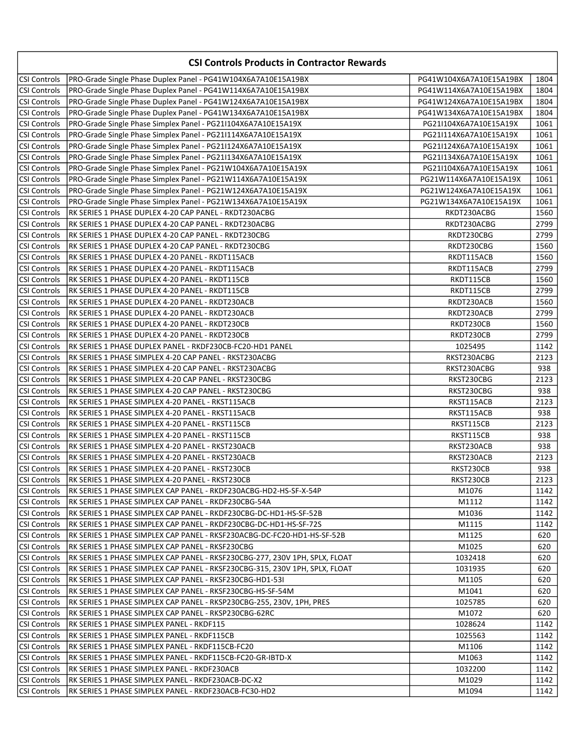| CSI Controls Products in Contractor Rewards | | | |
|---|---|---|---|
| CSI Controls | PRO-Grade Single Phase Duplex Panel - PG41W104X6A7A10E15A19BX | PG41W104X6A7A10E15A19BX | 1804 |
| CSI Controls | PRO-Grade Single Phase Duplex Panel - PG41W114X6A7A10E15A19BX | PG41W114X6A7A10E15A19BX | 1804 |
| CSI Controls | PRO-Grade Single Phase Duplex Panel - PG41W124X6A7A10E15A19BX | PG41W124X6A7A10E15A19BX | 1804 |
| CSI Controls | PRO-Grade Single Phase Duplex Panel - PG41W134X6A7A10E15A19BX | PG41W134X6A7A10E15A19BX | 1804 |
| CSI Controls | PRO-Grade Single Phase Simplex Panel - PG21I104X6A7A10E15A19X | PG21I104X6A7A10E15A19X | 1061 |
| CSI Controls | PRO-Grade Single Phase Simplex Panel - PG21I114X6A7A10E15A19X | PG21I114X6A7A10E15A19X | 1061 |
| CSI Controls | PRO-Grade Single Phase Simplex Panel - PG21I124X6A7A10E15A19X | PG21I124X6A7A10E15A19X | 1061 |
| CSI Controls | PRO-Grade Single Phase Simplex Panel - PG21I134X6A7A10E15A19X | PG21I134X6A7A10E15A19X | 1061 |
| CSI Controls | PRO-Grade Single Phase Simplex Panel - PG21W104X6A7A10E15A19X | PG21I104X6A7A10E15A19X | 1061 |
| CSI Controls | PRO-Grade Single Phase Simplex Panel - PG21W114X6A7A10E15A19X | PG21W114X6A7A10E15A19X | 1061 |
| CSI Controls | PRO-Grade Single Phase Simplex Panel - PG21W124X6A7A10E15A19X | PG21W124X6A7A10E15A19X | 1061 |
| CSI Controls | PRO-Grade Single Phase Simplex Panel - PG21W134X6A7A10E15A19X | PG21W134X6A7A10E15A19X | 1061 |
| CSI Controls | RK SERIES 1 PHASE DUPLEX 4-20 CAP PANEL - RKDT230ACBG | RKDT230ACBG | 1560 |
| CSI Controls | RK SERIES 1 PHASE DUPLEX 4-20 CAP PANEL - RKDT230ACBG | RKDT230ACBG | 2799 |
| CSI Controls | RK SERIES 1 PHASE DUPLEX 4-20 CAP PANEL - RKDT230CBG | RKDT230CBG | 2799 |
| CSI Controls | RK SERIES 1 PHASE DUPLEX 4-20 CAP PANEL - RKDT230CBG | RKDT230CBG | 1560 |
| CSI Controls | RK SERIES 1 PHASE DUPLEX 4-20 PANEL - RKDT115ACB | RKDT115ACB | 1560 |
| CSI Controls | RK SERIES 1 PHASE DUPLEX 4-20 PANEL - RKDT115ACB | RKDT115ACB | 2799 |
| CSI Controls | RK SERIES 1 PHASE DUPLEX 4-20 PANEL - RKDT115CB | RKDT115CB | 1560 |
| CSI Controls | RK SERIES 1 PHASE DUPLEX 4-20 PANEL - RKDT115CB | RKDT115CB | 2799 |
| CSI Controls | RK SERIES 1 PHASE DUPLEX 4-20 PANEL - RKDT230ACB | RKDT230ACB | 1560 |
| CSI Controls | RK SERIES 1 PHASE DUPLEX 4-20 PANEL - RKDT230ACB | RKDT230ACB | 2799 |
| CSI Controls | RK SERIES 1 PHASE DUPLEX 4-20 PANEL - RKDT230CB | RKDT230CB | 1560 |
| CSI Controls | RK SERIES 1 PHASE DUPLEX 4-20 PANEL - RKDT230CB | RKDT230CB | 2799 |
| CSI Controls | RK SERIES 1 PHASE DUPLEX PANEL - RKDF230CB-FC20-HD1 PANEL | 1025495 | 1142 |
| CSI Controls | RK SERIES 1 PHASE SIMPLEX 4-20 CAP PANEL - RKST230ACBG | RKST230ACBG | 2123 |
| CSI Controls | RK SERIES 1 PHASE SIMPLEX 4-20 CAP PANEL - RKST230ACBG | RKST230ACBG | 938 |
| CSI Controls | RK SERIES 1 PHASE SIMPLEX 4-20 CAP PANEL - RKST230CBG | RKST230CBG | 2123 |
| CSI Controls | RK SERIES 1 PHASE SIMPLEX 4-20 CAP PANEL - RKST230CBG | RKST230CBG | 938 |
| CSI Controls | RK SERIES 1 PHASE SIMPLEX 4-20 PANEL - RKST115ACB | RKST115ACB | 2123 |
| CSI Controls | RK SERIES 1 PHASE SIMPLEX 4-20 PANEL - RKST115ACB | RKST115ACB | 938 |
| CSI Controls | RK SERIES 1 PHASE SIMPLEX 4-20 PANEL - RKST115CB | RKST115CB | 2123 |
| CSI Controls | RK SERIES 1 PHASE SIMPLEX 4-20 PANEL - RKST115CB | RKST115CB | 938 |
| CSI Controls | RK SERIES 1 PHASE SIMPLEX 4-20 PANEL - RKST230ACB | RKST230ACB | 938 |
| CSI Controls | RK SERIES 1 PHASE SIMPLEX 4-20 PANEL - RKST230ACB | RKST230ACB | 2123 |
| CSI Controls | RK SERIES 1 PHASE SIMPLEX 4-20 PANEL - RKST230CB | RKST230CB | 938 |
| CSI Controls | RK SERIES 1 PHASE SIMPLEX 4-20 PANEL - RKST230CB | RKST230CB | 2123 |
| CSI Controls | RK SERIES 1 PHASE SIMPLEX CAP PANEL - RKDF230ACBG-HD2-HS-SF-X-54P | M1076 | 1142 |
| CSI Controls | RK SERIES 1 PHASE SIMPLEX CAP PANEL - RKDF230CBG-54A | M1112 | 1142 |
| CSI Controls | RK SERIES 1 PHASE SIMPLEX CAP PANEL - RKDF230CBG-DC-HD1-HS-SF-52B | M1036 | 1142 |
| CSI Controls | RK SERIES 1 PHASE SIMPLEX CAP PANEL - RKDF230CBG-DC-HD1-HS-SF-72S | M1115 | 1142 |
| CSI Controls | RK SERIES 1 PHASE SIMPLEX CAP PANEL - RKSF230ACBG-DC-FC20-HD1-HS-SF-52B | M1125 | 620 |
| CSI Controls | RK SERIES 1 PHASE SIMPLEX CAP PANEL - RKSF230CBG | M1025 | 620 |
| CSI Controls | RK SERIES 1 PHASE SIMPLEX CAP PANEL - RKSF230CBG-277, 230V 1PH, SPLX, FLOAT | 1032418 | 620 |
| CSI Controls | RK SERIES 1 PHASE SIMPLEX CAP PANEL - RKSF230CBG-315, 230V 1PH, SPLX, FLOAT | 1031935 | 620 |
| CSI Controls | RK SERIES 1 PHASE SIMPLEX CAP PANEL - RKSF230CBG-HD1-53I | M1105 | 620 |
| CSI Controls | RK SERIES 1 PHASE SIMPLEX CAP PANEL - RKSF230CBG-HS-SF-54M | M1041 | 620 |
| CSI Controls | RK SERIES 1 PHASE SIMPLEX CAP PANEL - RKSP230CBG-255, 230V, 1PH, PRES | 1025785 | 620 |
| CSI Controls | RK SERIES 1 PHASE SIMPLEX CAP PANEL - RKSP230CBG-62RC | M1072 | 620 |
| CSI Controls | RK SERIES 1 PHASE SIMPLEX PANEL - RKDF115 | 1028624 | 1142 |
| CSI Controls | RK SERIES 1 PHASE SIMPLEX PANEL - RKDF115CB | 1025563 | 1142 |
| CSI Controls | RK SERIES 1 PHASE SIMPLEX PANEL - RKDF115CB-FC20 | M1106 | 1142 |
| CSI Controls | RK SERIES 1 PHASE SIMPLEX PANEL - RKDF115CB-FC20-GR-IBTD-X | M1063 | 1142 |
| CSI Controls | RK SERIES 1 PHASE SIMPLEX PANEL - RKDF230ACB | 1032200 | 1142 |
| CSI Controls | RK SERIES 1 PHASE SIMPLEX PANEL - RKDF230ACB-DC-X2 | M1029 | 1142 |
| CSI Controls | RK SERIES 1 PHASE SIMPLEX PANEL - RKDF230ACB-FC30-HD2 | M1094 | 1142 |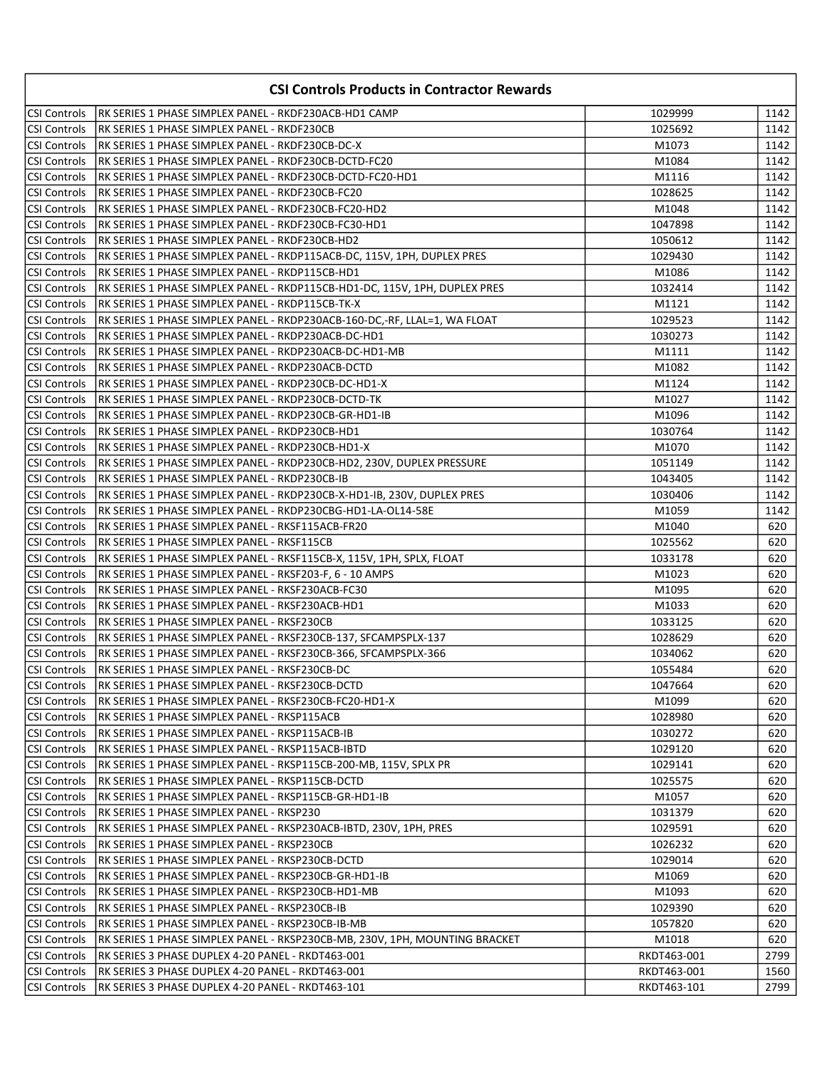| CSI Controls Products in Contractor Rewards | | | |
|---|---|---|---|
| CSI Controls | RK SERIES 1 PHASE SIMPLEX PANEL - RKDF230ACB-HD1 CAMP | 1029999 | 1142 |
| CSI Controls | RK SERIES 1 PHASE SIMPLEX PANEL - RKDF230CB | 1025692 | 1142 |
| CSI Controls | RK SERIES 1 PHASE SIMPLEX PANEL - RKDF230CB-DC-X | M1073 | 1142 |
| CSI Controls | RK SERIES 1 PHASE SIMPLEX PANEL - RKDF230CB-DCTD-FC20 | M1084 | 1142 |
| CSI Controls | RK SERIES 1 PHASE SIMPLEX PANEL - RKDF230CB-DCTD-FC20-HD1 | M1116 | 1142 |
| CSI Controls | RK SERIES 1 PHASE SIMPLEX PANEL - RKDF230CB-FC20 | 1028625 | 1142 |
| CSI Controls | RK SERIES 1 PHASE SIMPLEX PANEL - RKDF230CB-FC20-HD2 | M1048 | 1142 |
| CSI Controls | RK SERIES 1 PHASE SIMPLEX PANEL - RKDF230CB-FC30-HD1 | 1047898 | 1142 |
| CSI Controls | RK SERIES 1 PHASE SIMPLEX PANEL - RKDF230CB-HD2 | 1050612 | 1142 |
| CSI Controls | RK SERIES 1 PHASE SIMPLEX PANEL - RKDP115ACB-DC, 115V, 1PH, DUPLEX PRES | 1029430 | 1142 |
| CSI Controls | RK SERIES 1 PHASE SIMPLEX PANEL - RKDP115CB-HD1 | M1086 | 1142 |
| CSI Controls | RK SERIES 1 PHASE SIMPLEX PANEL - RKDP115CB-HD1-DC, 115V, 1PH, DUPLEX PRES | 1032414 | 1142 |
| CSI Controls | RK SERIES 1 PHASE SIMPLEX PANEL - RKDP115CB-TK-X | M1121 | 1142 |
| CSI Controls | RK SERIES 1 PHASE SIMPLEX PANEL - RKDP230ACB-160-DC,-RF, LLAL=1, WA FLOAT | 1029523 | 1142 |
| CSI Controls | RK SERIES 1 PHASE SIMPLEX PANEL - RKDP230ACB-DC-HD1 | 1030273 | 1142 |
| CSI Controls | RK SERIES 1 PHASE SIMPLEX PANEL - RKDP230ACB-DC-HD1-MB | M1111 | 1142 |
| CSI Controls | RK SERIES 1 PHASE SIMPLEX PANEL - RKDP230ACB-DCTD | M1082 | 1142 |
| CSI Controls | RK SERIES 1 PHASE SIMPLEX PANEL - RKDP230CB-DC-HD1-X | M1124 | 1142 |
| CSI Controls | RK SERIES 1 PHASE SIMPLEX PANEL - RKDP230CB-DCTD-TK | M1027 | 1142 |
| CSI Controls | RK SERIES 1 PHASE SIMPLEX PANEL - RKDP230CB-GR-HD1-IB | M1096 | 1142 |
| CSI Controls | RK SERIES 1 PHASE SIMPLEX PANEL - RKDP230CB-HD1 | 1030764 | 1142 |
| CSI Controls | RK SERIES 1 PHASE SIMPLEX PANEL - RKDP230CB-HD1-X | M1070 | 1142 |
| CSI Controls | RK SERIES 1 PHASE SIMPLEX PANEL - RKDP230CB-HD2, 230V, DUPLEX PRESSURE | 1051149 | 1142 |
| CSI Controls | RK SERIES 1 PHASE SIMPLEX PANEL - RKDP230CB-IB | 1043405 | 1142 |
| CSI Controls | RK SERIES 1 PHASE SIMPLEX PANEL - RKDP230CB-X-HD1-IB, 230V, DUPLEX PRES | 1030406 | 1142 |
| CSI Controls | RK SERIES 1 PHASE SIMPLEX PANEL - RKDP230CBG-HD1-LA-OL14-58E | M1059 | 1142 |
| CSI Controls | RK SERIES 1 PHASE SIMPLEX PANEL - RKSF115ACB-FR20 | M1040 | 620 |
| CSI Controls | RK SERIES 1 PHASE SIMPLEX PANEL - RKSF115CB | 1025562 | 620 |
| CSI Controls | RK SERIES 1 PHASE SIMPLEX PANEL - RKSF115CB-X, 115V, 1PH, SPLX, FLOAT | 1033178 | 620 |
| CSI Controls | RK SERIES 1 PHASE SIMPLEX PANEL - RKSF203-F, 6 - 10 AMPS | M1023 | 620 |
| CSI Controls | RK SERIES 1 PHASE SIMPLEX PANEL - RKSF230ACB-FC30 | M1095 | 620 |
| CSI Controls | RK SERIES 1 PHASE SIMPLEX PANEL - RKSF230ACB-HD1 | M1033 | 620 |
| CSI Controls | RK SERIES 1 PHASE SIMPLEX PANEL - RKSF230CB | 1033125 | 620 |
| CSI Controls | RK SERIES 1 PHASE SIMPLEX PANEL - RKSF230CB-137, SFCAMPSPLX-137 | 1028629 | 620 |
| CSI Controls | RK SERIES 1 PHASE SIMPLEX PANEL - RKSF230CB-366, SFCAMPSPLX-366 | 1034062 | 620 |
| CSI Controls | RK SERIES 1 PHASE SIMPLEX PANEL - RKSF230CB-DC | 1055484 | 620 |
| CSI Controls | RK SERIES 1 PHASE SIMPLEX PANEL - RKSF230CB-DCTD | 1047664 | 620 |
| CSI Controls | RK SERIES 1 PHASE SIMPLEX PANEL - RKSF230CB-FC20-HD1-X | M1099 | 620 |
| CSI Controls | RK SERIES 1 PHASE SIMPLEX PANEL - RKSP115ACB | 1028980 | 620 |
| CSI Controls | RK SERIES 1 PHASE SIMPLEX PANEL - RKSP115ACB-IB | 1030272 | 620 |
| CSI Controls | RK SERIES 1 PHASE SIMPLEX PANEL - RKSP115ACB-IBTD | 1029120 | 620 |
| CSI Controls | RK SERIES 1 PHASE SIMPLEX PANEL - RKSP115CB-200-MB, 115V, SPLX PR | 1029141 | 620 |
| CSI Controls | RK SERIES 1 PHASE SIMPLEX PANEL - RKSP115CB-DCTD | 1025575 | 620 |
| CSI Controls | RK SERIES 1 PHASE SIMPLEX PANEL - RKSP115CB-GR-HD1-IB | M1057 | 620 |
| CSI Controls | RK SERIES 1 PHASE SIMPLEX PANEL - RKSP230 | 1031379 | 620 |
| CSI Controls | RK SERIES 1 PHASE SIMPLEX PANEL - RKSP230ACB-IBTD, 230V, 1PH, PRES | 1029591 | 620 |
| CSI Controls | RK SERIES 1 PHASE SIMPLEX PANEL - RKSP230CB | 1026232 | 620 |
| CSI Controls | RK SERIES 1 PHASE SIMPLEX PANEL - RKSP230CB-DCTD | 1029014 | 620 |
| CSI Controls | RK SERIES 1 PHASE SIMPLEX PANEL - RKSP230CB-GR-HD1-IB | M1069 | 620 |
| CSI Controls | RK SERIES 1 PHASE SIMPLEX PANEL - RKSP230CB-HD1-MB | M1093 | 620 |
| CSI Controls | RK SERIES 1 PHASE SIMPLEX PANEL - RKSP230CB-IB | 1029390 | 620 |
| CSI Controls | RK SERIES 1 PHASE SIMPLEX PANEL - RKSP230CB-IB-MB | 1057820 | 620 |
| CSI Controls | RK SERIES 1 PHASE SIMPLEX PANEL - RKSP230CB-MB, 230V, 1PH, MOUNTING BRACKET | M1018 | 620 |
| CSI Controls | RK SERIES 3 PHASE DUPLEX 4-20 PANEL - RKDT463-001 | RKDT463-001 | 2799 |
| CSI Controls | RK SERIES 3 PHASE DUPLEX 4-20 PANEL - RKDT463-001 | RKDT463-001 | 1560 |
| CSI Controls | RK SERIES 3 PHASE DUPLEX 4-20 PANEL - RKDT463-101 | RKDT463-101 | 2799 |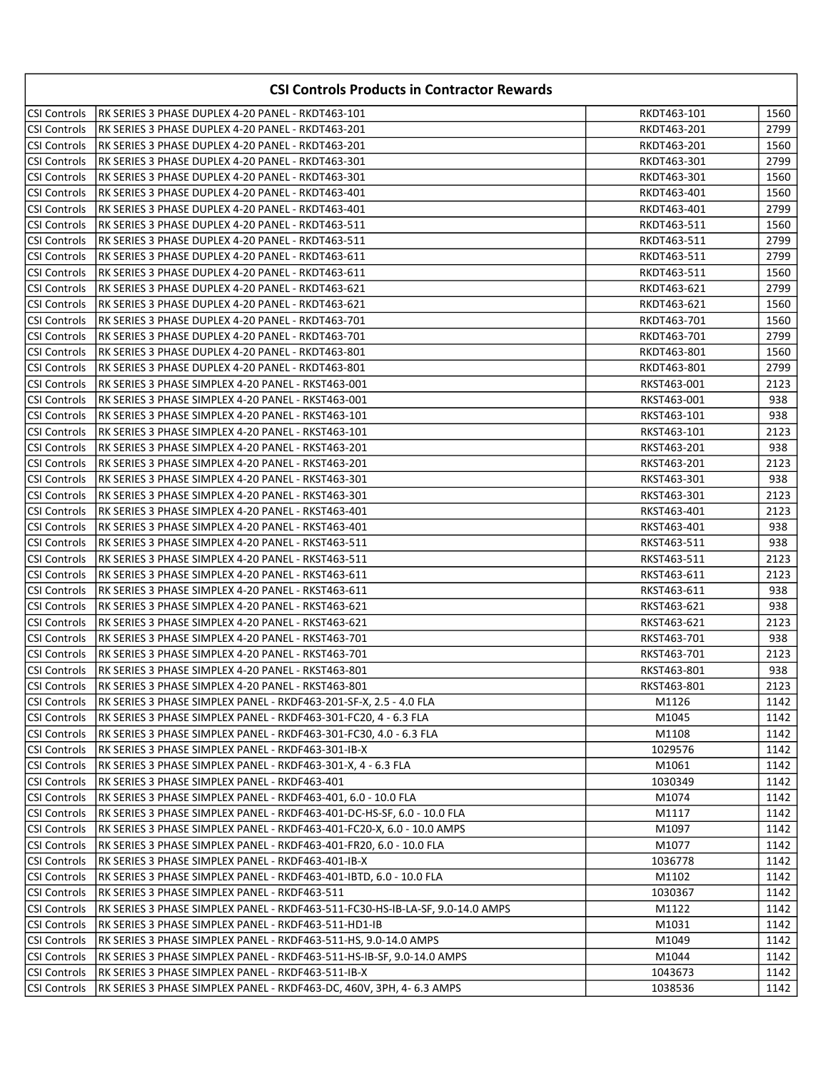| CSI Controls Products in Contractor Rewards | | | |
|---|---|---|---|
| CSI Controls | RK SERIES 3 PHASE DUPLEX 4-20 PANEL - RKDT463-101 | RKDT463-101 | 1560 |
| CSI Controls | RK SERIES 3 PHASE DUPLEX 4-20 PANEL - RKDT463-201 | RKDT463-201 | 2799 |
| CSI Controls | RK SERIES 3 PHASE DUPLEX 4-20 PANEL - RKDT463-201 | RKDT463-201 | 1560 |
| CSI Controls | RK SERIES 3 PHASE DUPLEX 4-20 PANEL - RKDT463-301 | RKDT463-301 | 2799 |
| CSI Controls | RK SERIES 3 PHASE DUPLEX 4-20 PANEL - RKDT463-301 | RKDT463-301 | 1560 |
| CSI Controls | RK SERIES 3 PHASE DUPLEX 4-20 PANEL - RKDT463-401 | RKDT463-401 | 1560 |
| CSI Controls | RK SERIES 3 PHASE DUPLEX 4-20 PANEL - RKDT463-401 | RKDT463-401 | 2799 |
| CSI Controls | RK SERIES 3 PHASE DUPLEX 4-20 PANEL - RKDT463-511 | RKDT463-511 | 1560 |
| CSI Controls | RK SERIES 3 PHASE DUPLEX 4-20 PANEL - RKDT463-511 | RKDT463-511 | 2799 |
| CSI Controls | RK SERIES 3 PHASE DUPLEX 4-20 PANEL - RKDT463-611 | RKDT463-511 | 2799 |
| CSI Controls | RK SERIES 3 PHASE DUPLEX 4-20 PANEL - RKDT463-611 | RKDT463-511 | 1560 |
| CSI Controls | RK SERIES 3 PHASE DUPLEX 4-20 PANEL - RKDT463-621 | RKDT463-621 | 2799 |
| CSI Controls | RK SERIES 3 PHASE DUPLEX 4-20 PANEL - RKDT463-621 | RKDT463-621 | 1560 |
| CSI Controls | RK SERIES 3 PHASE DUPLEX 4-20 PANEL - RKDT463-701 | RKDT463-701 | 1560 |
| CSI Controls | RK SERIES 3 PHASE DUPLEX 4-20 PANEL - RKDT463-701 | RKDT463-701 | 2799 |
| CSI Controls | RK SERIES 3 PHASE DUPLEX 4-20 PANEL - RKDT463-801 | RKDT463-801 | 1560 |
| CSI Controls | RK SERIES 3 PHASE DUPLEX 4-20 PANEL - RKDT463-801 | RKDT463-801 | 2799 |
| CSI Controls | RK SERIES 3 PHASE SIMPLEX 4-20 PANEL - RKST463-001 | RKST463-001 | 2123 |
| CSI Controls | RK SERIES 3 PHASE SIMPLEX 4-20 PANEL - RKST463-001 | RKST463-001 | 938 |
| CSI Controls | RK SERIES 3 PHASE SIMPLEX 4-20 PANEL - RKST463-101 | RKST463-101 | 938 |
| CSI Controls | RK SERIES 3 PHASE SIMPLEX 4-20 PANEL - RKST463-101 | RKST463-101 | 2123 |
| CSI Controls | RK SERIES 3 PHASE SIMPLEX 4-20 PANEL - RKST463-201 | RKST463-201 | 938 |
| CSI Controls | RK SERIES 3 PHASE SIMPLEX 4-20 PANEL - RKST463-201 | RKST463-201 | 2123 |
| CSI Controls | RK SERIES 3 PHASE SIMPLEX 4-20 PANEL - RKST463-301 | RKST463-301 | 938 |
| CSI Controls | RK SERIES 3 PHASE SIMPLEX 4-20 PANEL - RKST463-301 | RKST463-301 | 2123 |
| CSI Controls | RK SERIES 3 PHASE SIMPLEX 4-20 PANEL - RKST463-401 | RKST463-401 | 2123 |
| CSI Controls | RK SERIES 3 PHASE SIMPLEX 4-20 PANEL - RKST463-401 | RKST463-401 | 938 |
| CSI Controls | RK SERIES 3 PHASE SIMPLEX 4-20 PANEL - RKST463-511 | RKST463-511 | 938 |
| CSI Controls | RK SERIES 3 PHASE SIMPLEX 4-20 PANEL - RKST463-511 | RKST463-511 | 2123 |
| CSI Controls | RK SERIES 3 PHASE SIMPLEX 4-20 PANEL - RKST463-611 | RKST463-611 | 2123 |
| CSI Controls | RK SERIES 3 PHASE SIMPLEX 4-20 PANEL - RKST463-611 | RKST463-611 | 938 |
| CSI Controls | RK SERIES 3 PHASE SIMPLEX 4-20 PANEL - RKST463-621 | RKST463-621 | 938 |
| CSI Controls | RK SERIES 3 PHASE SIMPLEX 4-20 PANEL - RKST463-621 | RKST463-621 | 2123 |
| CSI Controls | RK SERIES 3 PHASE SIMPLEX 4-20 PANEL - RKST463-701 | RKST463-701 | 938 |
| CSI Controls | RK SERIES 3 PHASE SIMPLEX 4-20 PANEL - RKST463-701 | RKST463-701 | 2123 |
| CSI Controls | RK SERIES 3 PHASE SIMPLEX 4-20 PANEL - RKST463-801 | RKST463-801 | 938 |
| CSI Controls | RK SERIES 3 PHASE SIMPLEX 4-20 PANEL - RKST463-801 | RKST463-801 | 2123 |
| CSI Controls | RK SERIES 3 PHASE SIMPLEX PANEL - RKDF463-201-SF-X, 2.5 - 4.0 FLA | M1126 | 1142 |
| CSI Controls | RK SERIES 3 PHASE SIMPLEX PANEL - RKDF463-301-FC20, 4 - 6.3 FLA | M1045 | 1142 |
| CSI Controls | RK SERIES 3 PHASE SIMPLEX PANEL - RKDF463-301-FC30, 4.0 - 6.3 FLA | M1108 | 1142 |
| CSI Controls | RK SERIES 3 PHASE SIMPLEX PANEL - RKDF463-301-IB-X | 1029576 | 1142 |
| CSI Controls | RK SERIES 3 PHASE SIMPLEX PANEL - RKDF463-301-X, 4 - 6.3 FLA | M1061 | 1142 |
| CSI Controls | RK SERIES 3 PHASE SIMPLEX PANEL - RKDF463-401 | 1030349 | 1142 |
| CSI Controls | RK SERIES 3 PHASE SIMPLEX PANEL - RKDF463-401, 6.0 - 10.0 FLA | M1074 | 1142 |
| CSI Controls | RK SERIES 3 PHASE SIMPLEX PANEL - RKDF463-401-DC-HS-SF, 6.0 - 10.0 FLA | M1117 | 1142 |
| CSI Controls | RK SERIES 3 PHASE SIMPLEX PANEL - RKDF463-401-FC20-X, 6.0 - 10.0 AMPS | M1097 | 1142 |
| CSI Controls | RK SERIES 3 PHASE SIMPLEX PANEL - RKDF463-401-FR20, 6.0 - 10.0 FLA | M1077 | 1142 |
| CSI Controls | RK SERIES 3 PHASE SIMPLEX PANEL - RKDF463-401-IB-X | 1036778 | 1142 |
| CSI Controls | RK SERIES 3 PHASE SIMPLEX PANEL - RKDF463-401-IBTD, 6.0 - 10.0 FLA | M1102 | 1142 |
| CSI Controls | RK SERIES 3 PHASE SIMPLEX PANEL - RKDF463-511 | 1030367 | 1142 |
| CSI Controls | RK SERIES 3 PHASE SIMPLEX PANEL - RKDF463-511-FC30-HS-IB-LA-SF, 9.0-14.0 AMPS | M1122 | 1142 |
| CSI Controls | RK SERIES 3 PHASE SIMPLEX PANEL - RKDF463-511-HD1-IB | M1031 | 1142 |
| CSI Controls | RK SERIES 3 PHASE SIMPLEX PANEL - RKDF463-511-HS, 9.0-14.0 AMPS | M1049 | 1142 |
| CSI Controls | RK SERIES 3 PHASE SIMPLEX PANEL - RKDF463-511-HS-IB-SF, 9.0-14.0 AMPS | M1044 | 1142 |
| CSI Controls | RK SERIES 3 PHASE SIMPLEX PANEL - RKDF463-511-IB-X | 1043673 | 1142 |
| CSI Controls | RK SERIES 3 PHASE SIMPLEX PANEL - RKDF463-DC, 460V, 3PH, 4- 6.3 AMPS | 1038536 | 1142 |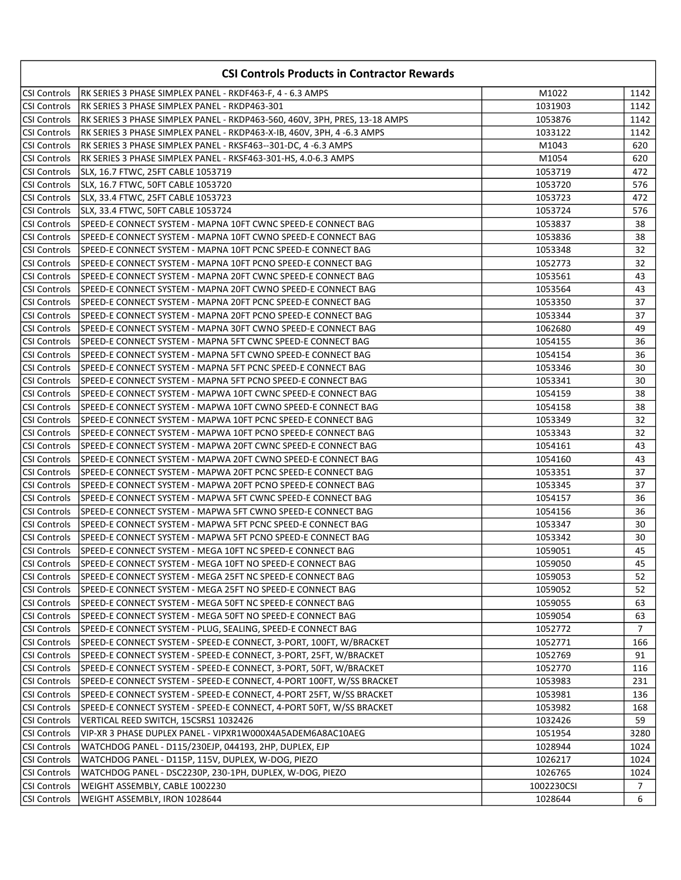| CSI Controls Products in Contractor Rewards | | | |
|---|---|---|---|
| CSI Controls | RK SERIES 3 PHASE SIMPLEX PANEL - RKDF463-F, 4 - 6.3 AMPS | M1022 | 1142 |
| CSI Controls | RK SERIES 3 PHASE SIMPLEX PANEL - RKDP463-301 | 1031903 | 1142 |
| CSI Controls | RK SERIES 3 PHASE SIMPLEX PANEL - RKDP463-560, 460V, 3PH, PRES, 13-18 AMPS | 1053876 | 1142 |
| CSI Controls | RK SERIES 3 PHASE SIMPLEX PANEL - RKDP463-X-IB, 460V, 3PH, 4 -6.3 AMPS | 1033122 | 1142 |
| CSI Controls | RK SERIES 3 PHASE SIMPLEX PANEL - RKSF463--301-DC, 4 -6.3 AMPS | M1043 | 620 |
| CSI Controls | RK SERIES 3 PHASE SIMPLEX PANEL - RKSF463-301-HS, 4.0-6.3 AMPS | M1054 | 620 |
| CSI Controls | SLX, 16.7 FTWC, 25FT CABLE 1053719 | 1053719 | 472 |
| CSI Controls | SLX, 16.7 FTWC, 50FT CABLE 1053720 | 1053720 | 576 |
| CSI Controls | SLX, 33.4 FTWC, 25FT CABLE 1053723 | 1053723 | 472 |
| CSI Controls | SLX, 33.4 FTWC, 50FT CABLE 1053724 | 1053724 | 576 |
| CSI Controls | SPEED-E CONNECT SYSTEM - MAPNA 10FT CWNC SPEED-E CONNECT BAG | 1053837 | 38 |
| CSI Controls | SPEED-E CONNECT SYSTEM - MAPNA 10FT CWNO SPEED-E CONNECT BAG | 1053836 | 38 |
| CSI Controls | SPEED-E CONNECT SYSTEM - MAPNA 10FT PCNC SPEED-E CONNECT BAG | 1053348 | 32 |
| CSI Controls | SPEED-E CONNECT SYSTEM - MAPNA 10FT PCNO SPEED-E CONNECT BAG | 1052773 | 32 |
| CSI Controls | SPEED-E CONNECT SYSTEM - MAPNA 20FT CWNC SPEED-E CONNECT BAG | 1053561 | 43 |
| CSI Controls | SPEED-E CONNECT SYSTEM - MAPNA 20FT CWNO SPEED-E CONNECT BAG | 1053564 | 43 |
| CSI Controls | SPEED-E CONNECT SYSTEM - MAPNA 20FT PCNC SPEED-E CONNECT BAG | 1053350 | 37 |
| CSI Controls | SPEED-E CONNECT SYSTEM - MAPNA 20FT PCNO SPEED-E CONNECT BAG | 1053344 | 37 |
| CSI Controls | SPEED-E CONNECT SYSTEM - MAPNA 30FT CWNO SPEED-E CONNECT BAG | 1062680 | 49 |
| CSI Controls | SPEED-E CONNECT SYSTEM - MAPNA 5FT CWNC SPEED-E CONNECT BAG | 1054155 | 36 |
| CSI Controls | SPEED-E CONNECT SYSTEM - MAPNA 5FT CWNO SPEED-E CONNECT BAG | 1054154 | 36 |
| CSI Controls | SPEED-E CONNECT SYSTEM - MAPNA 5FT PCNC SPEED-E CONNECT BAG | 1053346 | 30 |
| CSI Controls | SPEED-E CONNECT SYSTEM - MAPNA 5FT PCNO SPEED-E CONNECT BAG | 1053341 | 30 |
| CSI Controls | SPEED-E CONNECT SYSTEM - MAPWA 10FT CWNC SPEED-E CONNECT BAG | 1054159 | 38 |
| CSI Controls | SPEED-E CONNECT SYSTEM - MAPWA 10FT CWNO SPEED-E CONNECT BAG | 1054158 | 38 |
| CSI Controls | SPEED-E CONNECT SYSTEM - MAPWA 10FT PCNC SPEED-E CONNECT BAG | 1053349 | 32 |
| CSI Controls | SPEED-E CONNECT SYSTEM - MAPWA 10FT PCNO SPEED-E CONNECT BAG | 1053343 | 32 |
| CSI Controls | SPEED-E CONNECT SYSTEM - MAPWA 20FT CWNC SPEED-E CONNECT BAG | 1054161 | 43 |
| CSI Controls | SPEED-E CONNECT SYSTEM - MAPWA 20FT CWNO SPEED-E CONNECT BAG | 1054160 | 43 |
| CSI Controls | SPEED-E CONNECT SYSTEM - MAPWA 20FT PCNC SPEED-E CONNECT BAG | 1053351 | 37 |
| CSI Controls | SPEED-E CONNECT SYSTEM - MAPWA 20FT PCNO SPEED-E CONNECT BAG | 1053345 | 37 |
| CSI Controls | SPEED-E CONNECT SYSTEM - MAPWA 5FT CWNC SPEED-E CONNECT BAG | 1054157 | 36 |
| CSI Controls | SPEED-E CONNECT SYSTEM - MAPWA 5FT CWNO SPEED-E CONNECT BAG | 1054156 | 36 |
| CSI Controls | SPEED-E CONNECT SYSTEM - MAPWA 5FT PCNC SPEED-E CONNECT BAG | 1053347 | 30 |
| CSI Controls | SPEED-E CONNECT SYSTEM - MAPWA 5FT PCNO SPEED-E CONNECT BAG | 1053342 | 30 |
| CSI Controls | SPEED-E CONNECT SYSTEM - MEGA 10FT NC SPEED-E CONNECT BAG | 1059051 | 45 |
| CSI Controls | SPEED-E CONNECT SYSTEM - MEGA 10FT NO SPEED-E CONNECT BAG | 1059050 | 45 |
| CSI Controls | SPEED-E CONNECT SYSTEM - MEGA 25FT NC SPEED-E CONNECT BAG | 1059053 | 52 |
| CSI Controls | SPEED-E CONNECT SYSTEM - MEGA 25FT NO SPEED-E CONNECT BAG | 1059052 | 52 |
| CSI Controls | SPEED-E CONNECT SYSTEM - MEGA 50FT NC SPEED-E CONNECT BAG | 1059055 | 63 |
| CSI Controls | SPEED-E CONNECT SYSTEM - MEGA 50FT NO SPEED-E CONNECT BAG | 1059054 | 63 |
| CSI Controls | SPEED-E CONNECT SYSTEM - PLUG, SEALING, SPEED-E CONNECT BAG | 1052772 | 7 |
| CSI Controls | SPEED-E CONNECT SYSTEM - SPEED-E CONNECT, 3-PORT, 100FT, W/BRACKET | 1052771 | 166 |
| CSI Controls | SPEED-E CONNECT SYSTEM - SPEED-E CONNECT, 3-PORT, 25FT, W/BRACKET | 1052769 | 91 |
| CSI Controls | SPEED-E CONNECT SYSTEM - SPEED-E CONNECT, 3-PORT, 50FT, W/BRACKET | 1052770 | 116 |
| CSI Controls | SPEED-E CONNECT SYSTEM - SPEED-E CONNECT, 4-PORT 100FT, W/SS BRACKET | 1053983 | 231 |
| CSI Controls | SPEED-E CONNECT SYSTEM - SPEED-E CONNECT, 4-PORT 25FT, W/SS BRACKET | 1053981 | 136 |
| CSI Controls | SPEED-E CONNECT SYSTEM - SPEED-E CONNECT, 4-PORT 50FT, W/SS BRACKET | 1053982 | 168 |
| CSI Controls | VERTICAL REED SWITCH, 15CSRS1 1032426 | 1032426 | 59 |
| CSI Controls | VIP-XR 3 PHASE DUPLEX PANEL - VIPXR1W000X4A5ADEM6A8AC10AEG | 1051954 | 3280 |
| CSI Controls | WATCHDOG PANEL - D115/230EJP, 044193, 2HP, DUPLEX, EJP | 1028944 | 1024 |
| CSI Controls | WATCHDOG PANEL - D115P, 115V, DUPLEX, W-DOG, PIEZO | 1026217 | 1024 |
| CSI Controls | WATCHDOG PANEL - DSC2230P, 230-1PH, DUPLEX, W-DOG, PIEZO | 1026765 | 1024 |
| CSI Controls | WEIGHT ASSEMBLY, CABLE 1002230 | 1002230CSI | 7 |
| CSI Controls | WEIGHT ASSEMBLY, IRON 1028644 | 1028644 | 6 |